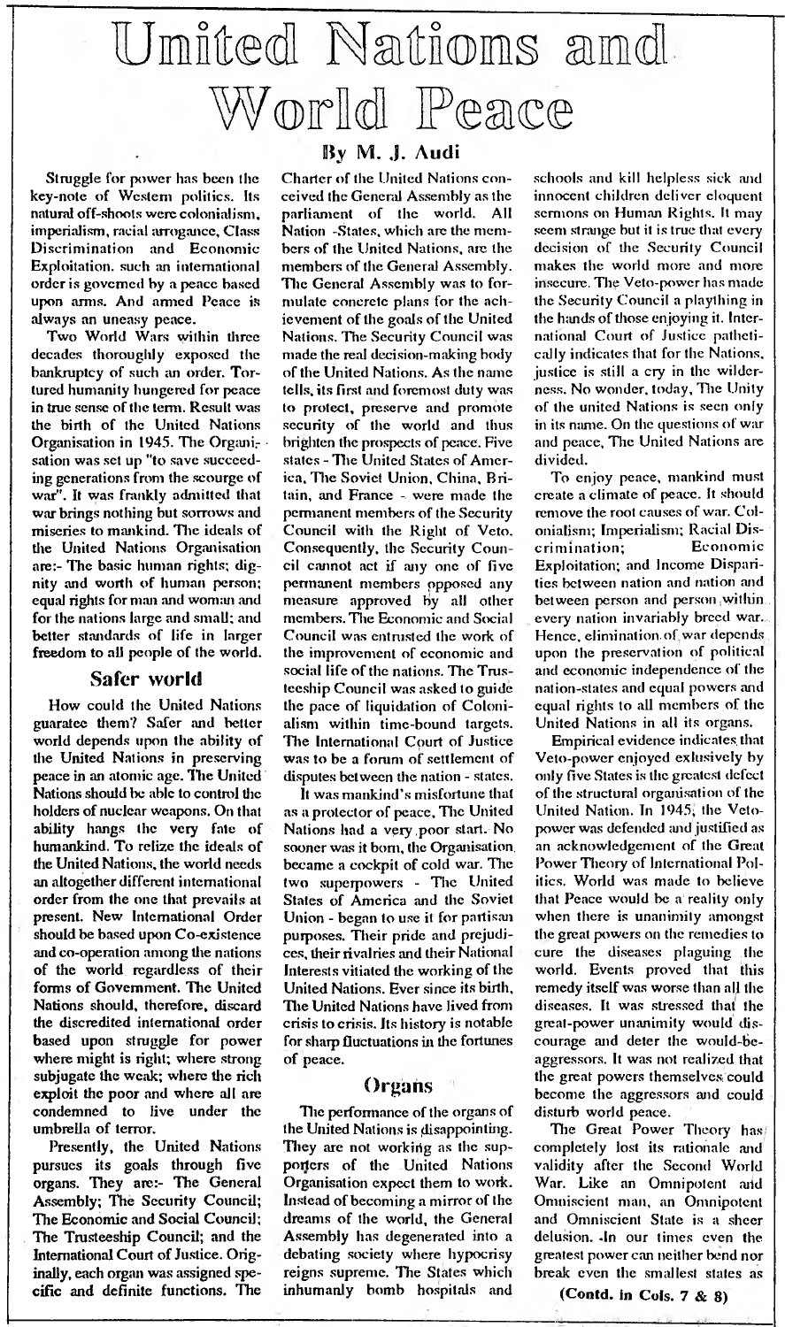# United Nations and World Peace

**By M. J. Audi**

Struggle for power has been the key-note of Western politics. Its natural off-shoots were colonialism, imperialism, racial arrogance, Class Discrimination and Economic Exploitation. such an international order is governed by a peace based upon arms. And armed Peace is always an uneasy peace.

Two World Wars within three decades thoroughly exposed the bankruptcy of such an order. Tortured humanity hungered for peace in true sense of the term. Result was the birth of the United Nations Organisation in 1945. The Organisation was set up "to save succeeding generations from the scourge of war". It was frankly admitted that war brings nothing but sorrows and miseries to mankind. The ideals of the United Nations Organisation are:- The basic human rights; dignity and worth of human person; equal rights for man and woman and for the nations large and small; and better standards of life in larger freedom to all people of the world.

## Safer world

How could the United Nations guarantee them? Safer and better world depends upon the ability of the United Nations in preserving peace in an atomic age. The United Nations should be able to control the holders of nuclear weapons. On that ability hangs the very fate of humankind. To relize the ideals of the United Nations, the world needs an altogether different international order from the one that prevails at present. New International Order should be based upon Co-existence and co-operation among the nations of the world regardless of their forms of Government. The United Nations should, therefore, discard the discredited international order based upon struggle for power where might is right; where strong subjugate the weak; where the rich exploit the poor and where all are condemned to live under the umbrella of terror.

Presently, the United Nations pursues its goals through five organs. They are:- The General Assembly; The Security Council; The Economic and Social Council; The Trusteeship Council; and the International Court of Justice. Originally, each organ was assigned specific and definite functions. The Charter of the United Nations conceived the General Assembly as the parliament of the world. All Nation -States, which are the members of the United Nations, are the members of the General Assembly. The General Assembly was to formulate concrete plans for the achievement of the goals of the United Nations. The Security Council was made the real decision-making body of the United Nations. As the name tells, its first and foremost duty was to protect, preserve and promote security of the world and thus brighten the prospects of peace. Five states - The United States of America, The Soviet Union, China, Britain, and France - were made the permanent members of the Security Council with the Right of Veto. Consequently, the Security Council cannot act if any one of five permanent members opposed any measure approved by all other members. The Economic and Social Council was entrusted the work of the improvement of economic and social life of the nations. The Trusteeship Council was asked to guide the pace of liquidation of Colonialism within time-bound targets. The International Court of Justice was to be a forum of settlement of disputes between the nation - states.

It was mankind's misfortune that as a protector of peace, The United Nations had a very poor start. No sooner was it born, the Organisation became a cockpit of cold war. The two superpowers - The United States of America and the Soviet Union - began to use it for partisan purposes. Their pride and prejudices, their rivalries and their National Interests vitiated the working of the United Nations. Ever since its birth, The United Nations have lived from crisis to crisis. Its history is notable for sharp fluctuations in the fortunes of peace.

## Organs

The performance of the organs of the United Nations is disappointing. They are not working as the supporters of the United Nations Organisation expect them to work. Instead of becoming a mirror of the dreams of the world, the General Assembly has degenerated into a debating society where hypocrisy reigns supreme. The States which inhumanly bomb hospitals and schools and kill helpless sick and innocent children deliver eloquent sermons on Human Rights. It may seem strange but it is true that every decision of the Security Council makes the world more and more insecure. The Veto-power has made the Security Council a plaything in the hands of those enjoying it. International Court of Justice pathetically indicates that for the Nations, justice is still a cry in the wilderness. No wonder, today, The Unity of the united Nations is seen only in its name. On the questions of war and peace, The United Nations are divided.

To enjoy peace, mankind must create a climate of peace. It should remove the root causes of war. Colonialism; Imperialism; Racial Discrimination; Economic Exploitation; and Income Disparities between nation and nation and between person and person within every nation invariably breed war. Hence, elimination of war depends upon the preservation of political and economic independence of the nation-states and equal powers and equal rights to all members of the United Nations in all its organs.

Empirical evidence indicates that Veto-power enjoyed exlusively by only five States is the greatest defect of the structural organisation of the United Nation. In 1945, the Veto-power was defended and justified as an acknowledgement of the Great Power Theory of International Politics. World was made to believe that Peace would be a reality only when there is unanimity amongst the great powers on the remedies to cure the diseases plaguing the world. Events proved that this remedy itself was worse than all the diseases. It was stressed that the great-power unanimity would discourage and deter the would-be-aggressors. It was not realized that the great powers themselves could become the aggressors and could disturb world peace.

The Great Power Theory has completely lost its rationale and validity after the Second World War. Like an Omnipotent and Omniscient man, an Omnipotent and Omniscient State is a sheer delusion. In our times even the greatest power can neither bend nor break even the smallest states as

**(Contd. in Cols. 7 & 8)**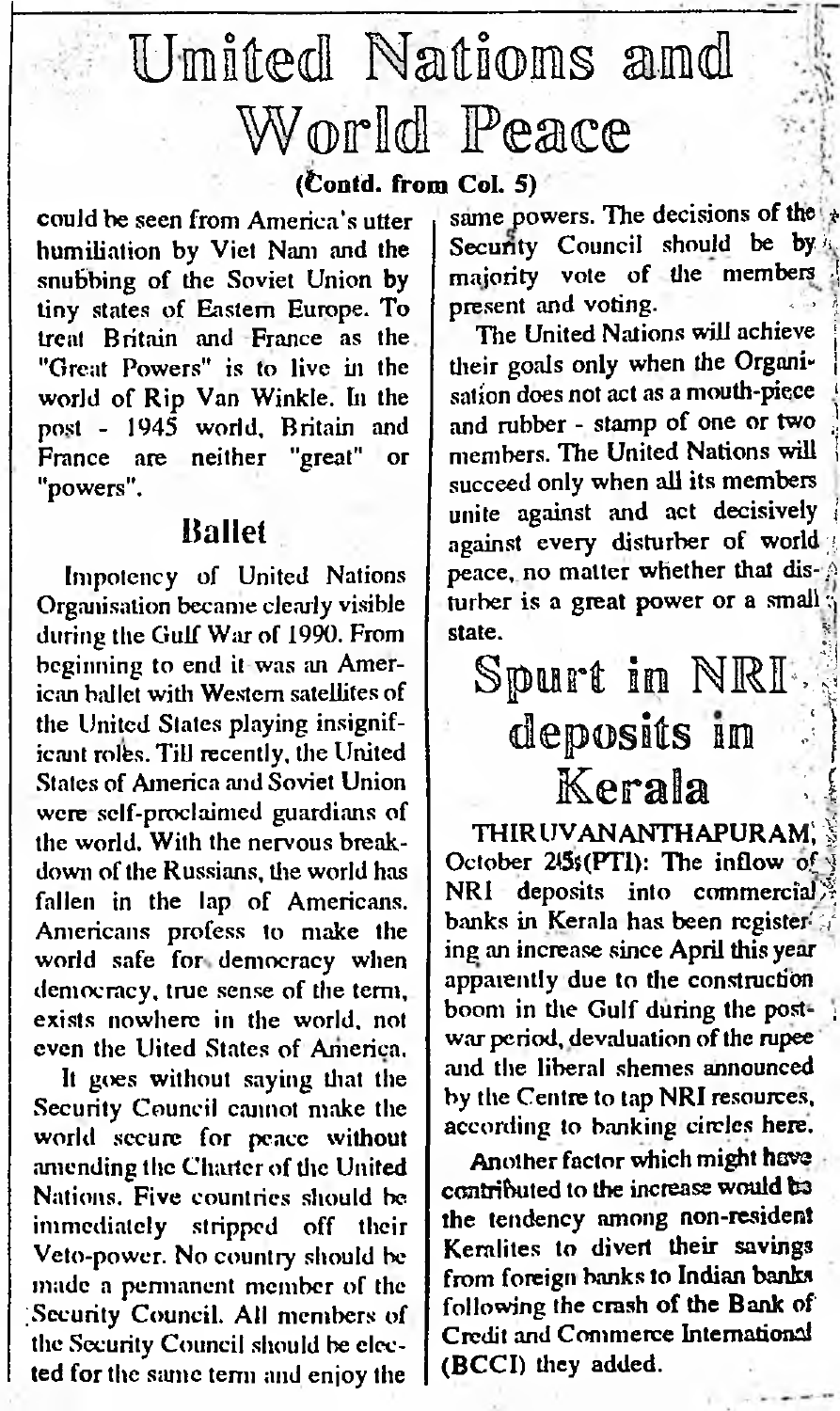# United Nations and World Peace

**(Contd. from Col. 5)**

could be seen from America's utter humiliation by Viet Nam and the snubbing of the Soviet Union by tiny states of Eastern Europe. To treat Britain and France as the "Great Powers" is to live in the world of Rip Van Winkle. In the post - 1945 world, Britain and France are neither "great" or "powers".

## Ballet

Impotency of United Nations Organisation became clearly visible during the Gulf War of 1990. From beginning to end it was an American ballet with Western satellites of the United States playing insignificant roles. Till recently, the United States of America and Soviet Union were self-proclaimed guardians of the world. With the nervous breakdown of the Russians, the world has fallen in the lap of Americans. Americans profess to make the world safe for democracy when democracy, true sense of the term, exists nowhere in the world, not even the Uited States of America.

It goes without saying that the Security Council cannot make the world secure for peace without amending the Charter of the United Nations. Five countries should be immediately stripped off their Veto-power. No country should be made a permanent member of the Security Council. All members of the Security Council should be elected for the same term and enjoy the same powers. The decisions of the Security Council should be by majority vote of the members present and voting.

The United Nations will achieve their goals only when the Organisation does not act as a mouth-piece and rubber - stamp of one or two members. The United Nations will succeed only when all its members unite against and act decisively against every disturber of world peace, no matter whether that disturber is a great power or a small state.

# Spurt in NRI deposits in Kerala

**THIRUVANANTHAPURAM, October 25 (PTI):** The inflow of NRI deposits into commercial banks in Kerala has been registering an increase since April this year apparently due to the construction boom in the Gulf during the post-war period, devaluation of the rupee and the liberal shemes announced by the Centre to tap NRI resources, according to banking circles here.

Another factor which might have contributed to the increase would be the tendency among non-resident Keralites to divert their savings from foreign banks to Indian banks following the crash of the Bank of Credit and Commerce International (BCCI) they added.